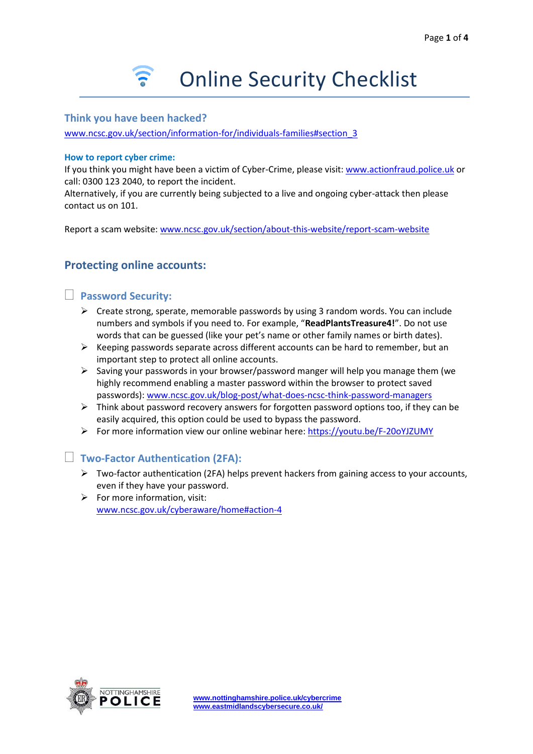# Online Security Checklist

### Think you have been hacked?

www.ncsc.gov.uk/section/information-for/individuals-families#section_3

#### How to report cyber crime:

If you think you might have been a victim of Cyber-Crime, please visit: www.actionfraud.police.uk or call: 0300 123 2040, to report the incident.
Alternatively, if you are currently being subjected to a live and ongoing cyber-attack then please contact us on 101.

Report a scam website: www.ncsc.gov.uk/section/about-this-website/report-scam-website

## Protecting online accounts:

### ☐ Password Security:

- Create strong, sperate, memorable passwords by using 3 random words. You can include numbers and symbols if you need to. For example, "**ReadPlantsTreasure4!**". Do not use words that can be guessed (like your pet's name or other family names or birth dates).
- Keeping passwords separate across different accounts can be hard to remember, but an important step to protect all online accounts.
- Saving your passwords in your browser/password manger will help you manage them (we highly recommend enabling a master password within the browser to protect saved passwords): www.ncsc.gov.uk/blog-post/what-does-ncsc-think-password-managers
- Think about password recovery answers for forgotten password options too, if they can be easily acquired, this option could be used to bypass the password.
- For more information view our online webinar here: https://youtu.be/F-20oYJZUMY

### ☐ Two-Factor Authentication (2FA):

- Two-factor authentication (2FA) helps prevent hackers from gaining access to your accounts, even if they have your password.
- For more information, visit: www.ncsc.gov.uk/cyberaware/home#action-4

NOTTINGHAMSHIRE POLICE

www.nottinghamshire.police.uk/cybercrime
www.eastmidlandscybersecure.co.uk/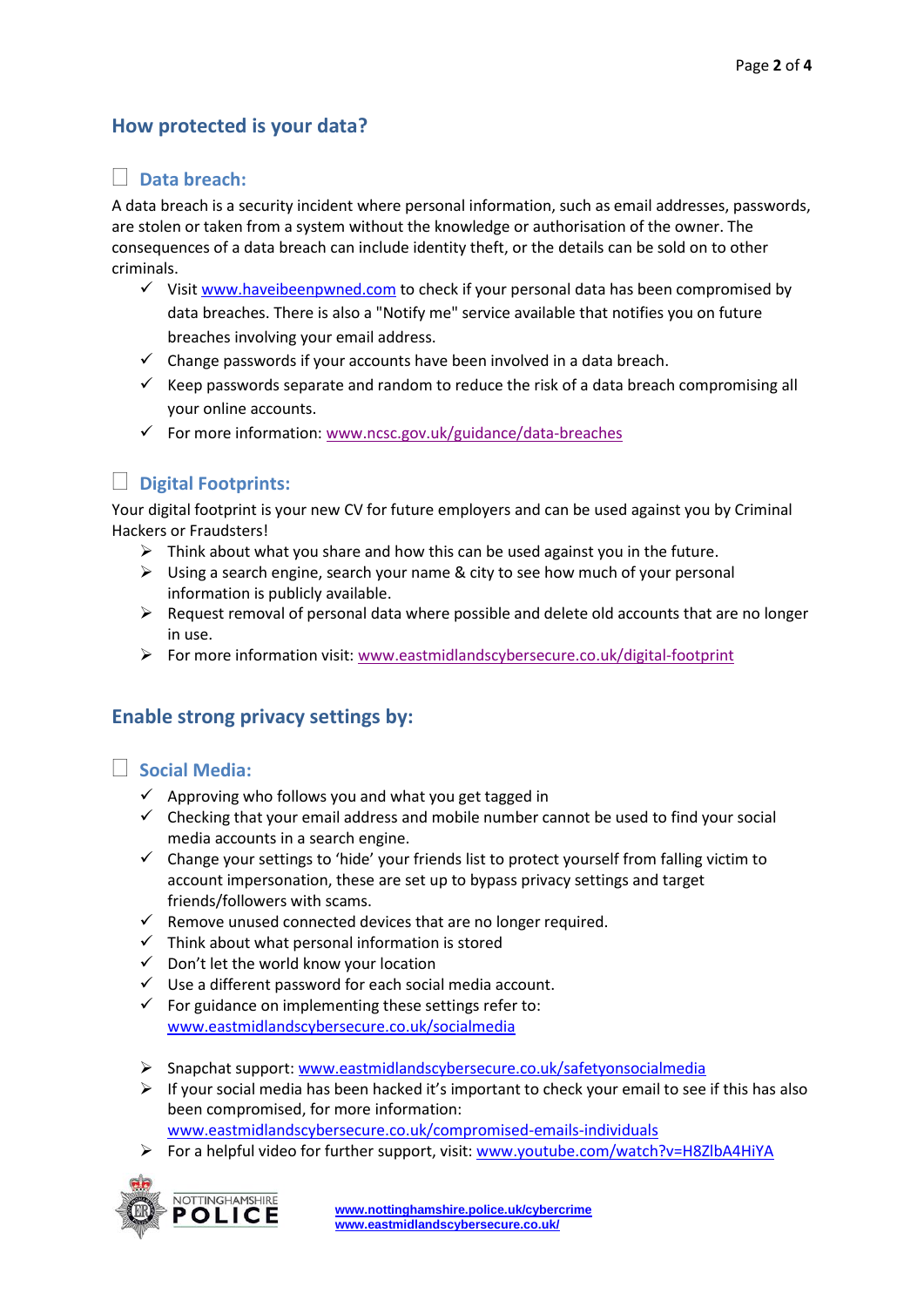## How protected is your data?

### ☐ Data breach:

A data breach is a security incident where personal information, such as email addresses, passwords, are stolen or taken from a system without the knowledge or authorisation of the owner. The consequences of a data breach can include identity theft, or the details can be sold on to other criminals.

- ✓ Visit www.haveibeenpwned.com to check if your personal data has been compromised by data breaches. There is also a "Notify me" service available that notifies you on future breaches involving your email address.
- ✓ Change passwords if your accounts have been involved in a data breach.
- ✓ Keep passwords separate and random to reduce the risk of a data breach compromising all your online accounts.
- ✓ For more information: www.ncsc.gov.uk/guidance/data-breaches

### ☐ Digital Footprints:

Your digital footprint is your new CV for future employers and can be used against you by Criminal Hackers or Fraudsters!

- ➢ Think about what you share and how this can be used against you in the future.
- ➢ Using a search engine, search your name & city to see how much of your personal information is publicly available.
- ➢ Request removal of personal data where possible and delete old accounts that are no longer in use.
- ➢ For more information visit: www.eastmidlandscybersecure.co.uk/digital-footprint

## Enable strong privacy settings by:

### ☐ Social Media:

- ✓ Approving who follows you and what you get tagged in
- ✓ Checking that your email address and mobile number cannot be used to find your social media accounts in a search engine.
- ✓ Change your settings to 'hide' your friends list to protect yourself from falling victim to account impersonation, these are set up to bypass privacy settings and target friends/followers with scams.
- ✓ Remove unused connected devices that are no longer required.
- ✓ Think about what personal information is stored
- ✓ Don't let the world know your location
- ✓ Use a different password for each social media account.
- ✓ For guidance on implementing these settings refer to: www.eastmidlandscybersecure.co.uk/socialmedia

- ➢ Snapchat support: www.eastmidlandscybersecure.co.uk/safetyonsocialmedia
- ➢ If your social media has been hacked it's important to check your email to see if this has also been compromised, for more information: www.eastmidlandscybersecure.co.uk/compromised-emails-individuals
- ➢ For a helpful video for further support, visit: www.youtube.com/watch?v=H8ZlbA4HiYA

NOTTINGHAMSHIRE POLICE

www.nottinghamshire.police.uk/cybercrime
www.eastmidlandscybersecure.co.uk/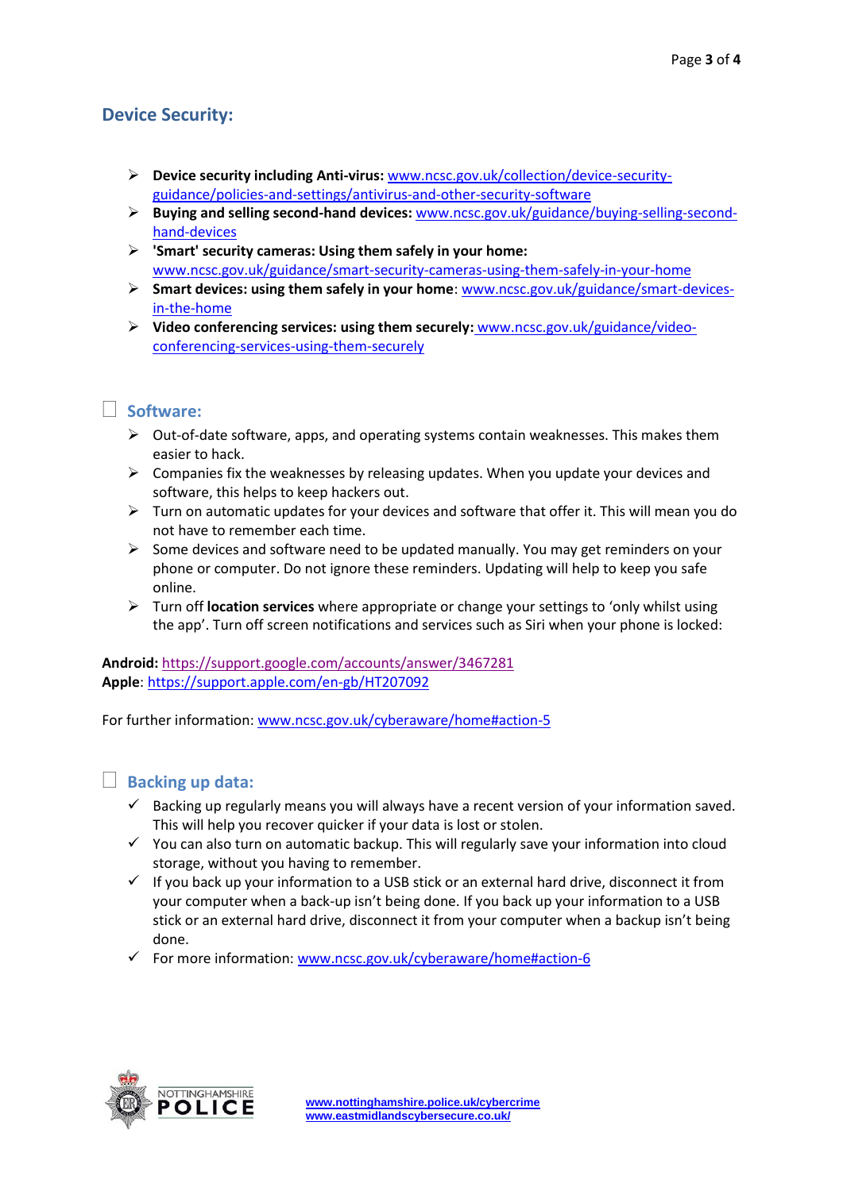## Device Security:

- **Device security including Anti-virus:** www.ncsc.gov.uk/collection/device-security-guidance/policies-and-settings/antivirus-and-other-security-software
- **Buying and selling second-hand devices:** www.ncsc.gov.uk/guidance/buying-selling-second-hand-devices
- **'Smart' security cameras: Using them safely in your home:** www.ncsc.gov.uk/guidance/smart-security-cameras-using-them-safely-in-your-home
- **Smart devices: using them safely in your home**: www.ncsc.gov.uk/guidance/smart-devices-in-the-home
- **Video conferencing services: using them securely:** www.ncsc.gov.uk/guidance/video-conferencing-services-using-them-securely

## ☐ Software:

- Out-of-date software, apps, and operating systems contain weaknesses. This makes them easier to hack.
- Companies fix the weaknesses by releasing updates. When you update your devices and software, this helps to keep hackers out.
- Turn on automatic updates for your devices and software that offer it. This will mean you do not have to remember each time.
- Some devices and software need to be updated manually. You may get reminders on your phone or computer. Do not ignore these reminders. Updating will help to keep you safe online.
- Turn off **location services** where appropriate or change your settings to 'only whilst using the app'. Turn off screen notifications and services such as Siri when your phone is locked:

**Android:** https://support.google.com/accounts/answer/3467281
**Apple**: https://support.apple.com/en-gb/HT207092

For further information: www.ncsc.gov.uk/cyberaware/home#action-5

## ☐ Backing up data:

- ✓ Backing up regularly means you will always have a recent version of your information saved. This will help you recover quicker if your data is lost or stolen.
- ✓ You can also turn on automatic backup. This will regularly save your information into cloud storage, without you having to remember.
- ✓ If you back up your information to a USB stick or an external hard drive, disconnect it from your computer when a back-up isn't being done. If you back up your information to a USB stick or an external hard drive, disconnect it from your computer when a backup isn't being done.
- ✓ For more information: www.ncsc.gov.uk/cyberaware/home#action-6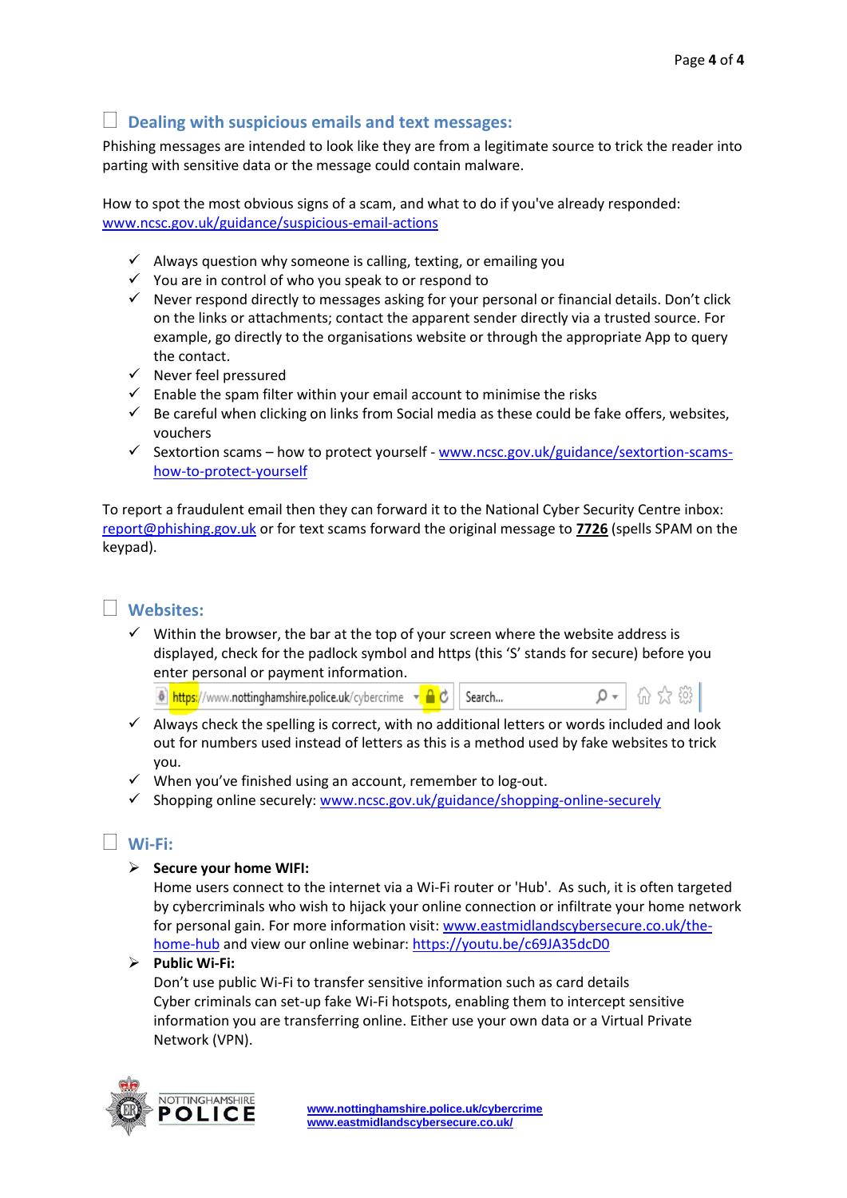## ☐ Dealing with suspicious emails and text messages:

Phishing messages are intended to look like they are from a legitimate source to trick the reader into parting with sensitive data or the message could contain malware.

How to spot the most obvious signs of a scam, and what to do if you've already responded: www.ncsc.gov.uk/guidance/suspicious-email-actions

- ✓ Always question why someone is calling, texting, or emailing you
- ✓ You are in control of who you speak to or respond to
- ✓ Never respond directly to messages asking for your personal or financial details. Don't click on the links or attachments; contact the apparent sender directly via a trusted source. For example, go directly to the organisations website or through the appropriate App to query the contact.
- ✓ Never feel pressured
- ✓ Enable the spam filter within your email account to minimise the risks
- ✓ Be careful when clicking on links from Social media as these could be fake offers, websites, vouchers
- ✓ Sextortion scams – how to protect yourself - www.ncsc.gov.uk/guidance/sextortion-scams-how-to-protect-yourself

To report a fraudulent email then they can forward it to the National Cyber Security Centre inbox: report@phishing.gov.uk or for text scams forward the original message to **7726** (spells SPAM on the keypad).

## ☐ Websites:

- ✓ Within the browser, the bar at the top of your screen where the website address is displayed, check for the padlock symbol and https (this 'S' stands for secure) before you enter personal or payment information.

  https://www.nottinghamshire.police.uk/cybercrime

  Search...

- ✓ Always check the spelling is correct, with no additional letters or words included and look out for numbers used instead of letters as this is a method used by fake websites to trick you.
- ✓ When you've finished using an account, remember to log-out.
- ✓ Shopping online securely: www.ncsc.gov.uk/guidance/shopping-online-securely

## ☐ Wi-Fi:

- **Secure your home WIFI:**
  Home users connect to the internet via a Wi-Fi router or 'Hub'. As such, it is often targeted by cybercriminals who wish to hijack your online connection or infiltrate your home network for personal gain. For more information visit: www.eastmidlandscybersecure.co.uk/the-home-hub and view our online webinar: https://youtu.be/c69JA35dcD0
- **Public Wi-Fi:**
  Don't use public Wi-Fi to transfer sensitive information such as card details
  Cyber criminals can set-up fake Wi-Fi hotspots, enabling them to intercept sensitive information you are transferring online. Either use your own data or a Virtual Private Network (VPN).

NOTTINGHAMSHIRE POLICE

**www.nottinghamshire.police.uk/cybercrime**
**www.eastmidlandscybersecure.co.uk/**